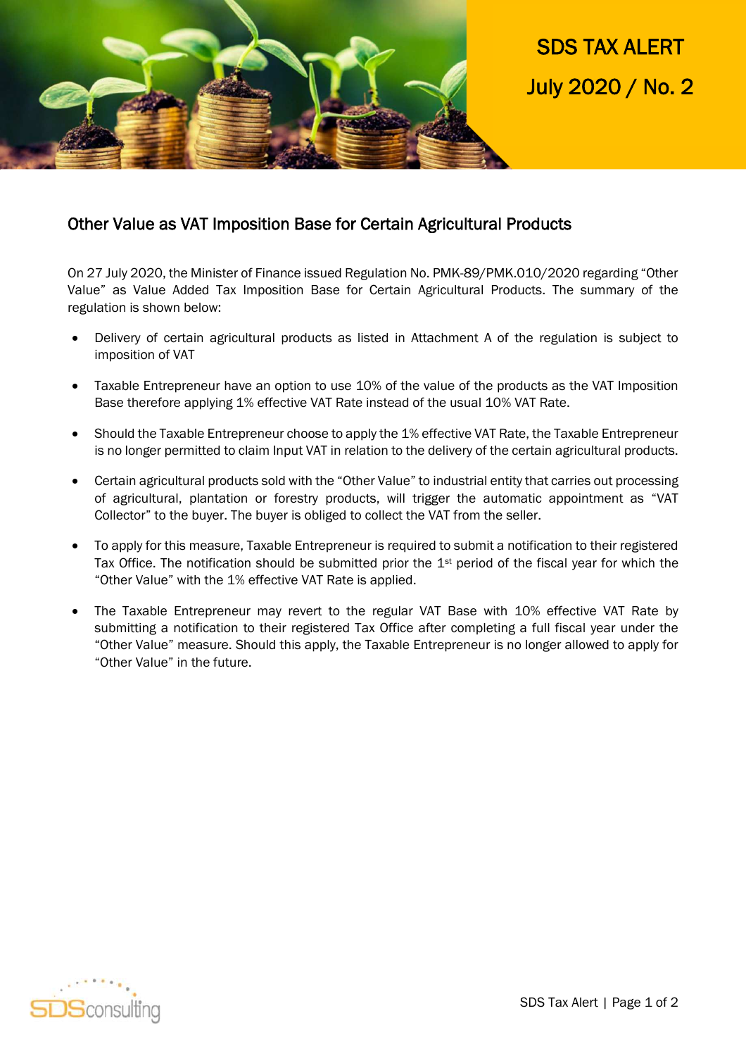# SDS TAX ALERT

## July 2020 / No. 2

## Other Value as VAT Imposition Base for Certain Agricultural Products

On 27 July 2020, the Minister of Finance issued Regulation No. PMK-89/PMK.010/2020 regarding "Other Value" as Value Added Tax Imposition Base for Certain Agricultural Products. The summary of the regulation is shown below:

- Delivery of certain agricultural products as listed in Attachment A of the regulation is subject to imposition of VAT
- Taxable Entrepreneur have an option to use 10% of the value of the products as the VAT Imposition Base therefore applying 1% effective VAT Rate instead of the usual 10% VAT Rate.
- Should the Taxable Entrepreneur choose to apply the 1% effective VAT Rate, the Taxable Entrepreneur is no longer permitted to claim Input VAT in relation to the delivery of the certain agricultural products.
- Certain agricultural products sold with the "Other Value" to industrial entity that carries out processing of agricultural, plantation or forestry products, will trigger the automatic appointment as "VAT Collector" to the buyer. The buyer is obliged to collect the VAT from the seller.
- To apply for this measure, Taxable Entrepreneur is required to submit a notification to their registered Tax Office. The notification should be submitted prior the 1st period of the fiscal year for which the "Other Value" with the 1% effective VAT Rate is applied.
- The Taxable Entrepreneur may revert to the regular VAT Base with 10% effective VAT Rate by submitting a notification to their registered Tax Office after completing a full fiscal year under the "Other Value" measure. Should this apply, the Taxable Entrepreneur is no longer allowed to apply for "Other Value" in the future.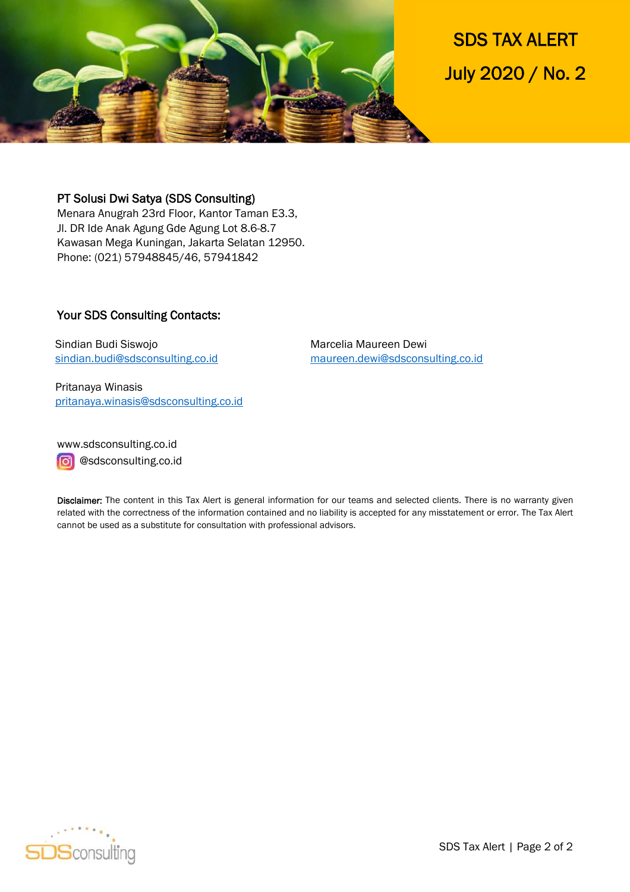SDS TAX ALERT

July 2020 / No. 2

**PT Solusi Dwi Satya (SDS Consulting)**
Menara Anugrah 23rd Floor, Kantor Taman E3.3,
Jl. DR Ide Anak Agung Gde Agung Lot 8.6-8.7
Kawasan Mega Kuningan, Jakarta Selatan 12950.
Phone: (021) 57948845/46, 57941842

**Your SDS Consulting Contacts:**

Sindian Budi Siswojo
sindian.budi@sdsconsulting.co.id

Marcelia Maureen Dewi
maureen.dewi@sdsconsulting.co.id

Pritanaya Winasis
pritanaya.winasis@sdsconsulting.co.id

www.sdsconsulting.co.id
@sdsconsulting.co.id

**Disclaimer:** The content in this Tax Alert is general information for our teams and selected clients. There is no warranty given related with the correctness of the information contained and no liability is accepted for any misstatement or error. The Tax Alert cannot be used as a substitute for consultation with professional advisors.